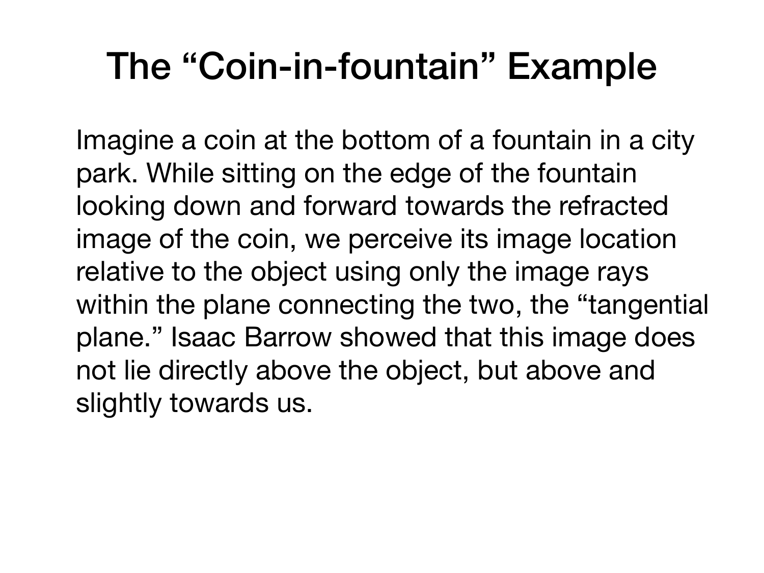# The "Coin-in-fountain" Example

Imagine a coin at the bottom of a fountain in a city park. While sitting on the edge of the fountain looking down and forward towards the refracted image of the coin, we perceive its image location relative to the object using only the image rays within the plane connecting the two, the "tangential plane." Isaac Barrow showed that this image does not lie directly above the object, but above and slightly towards us.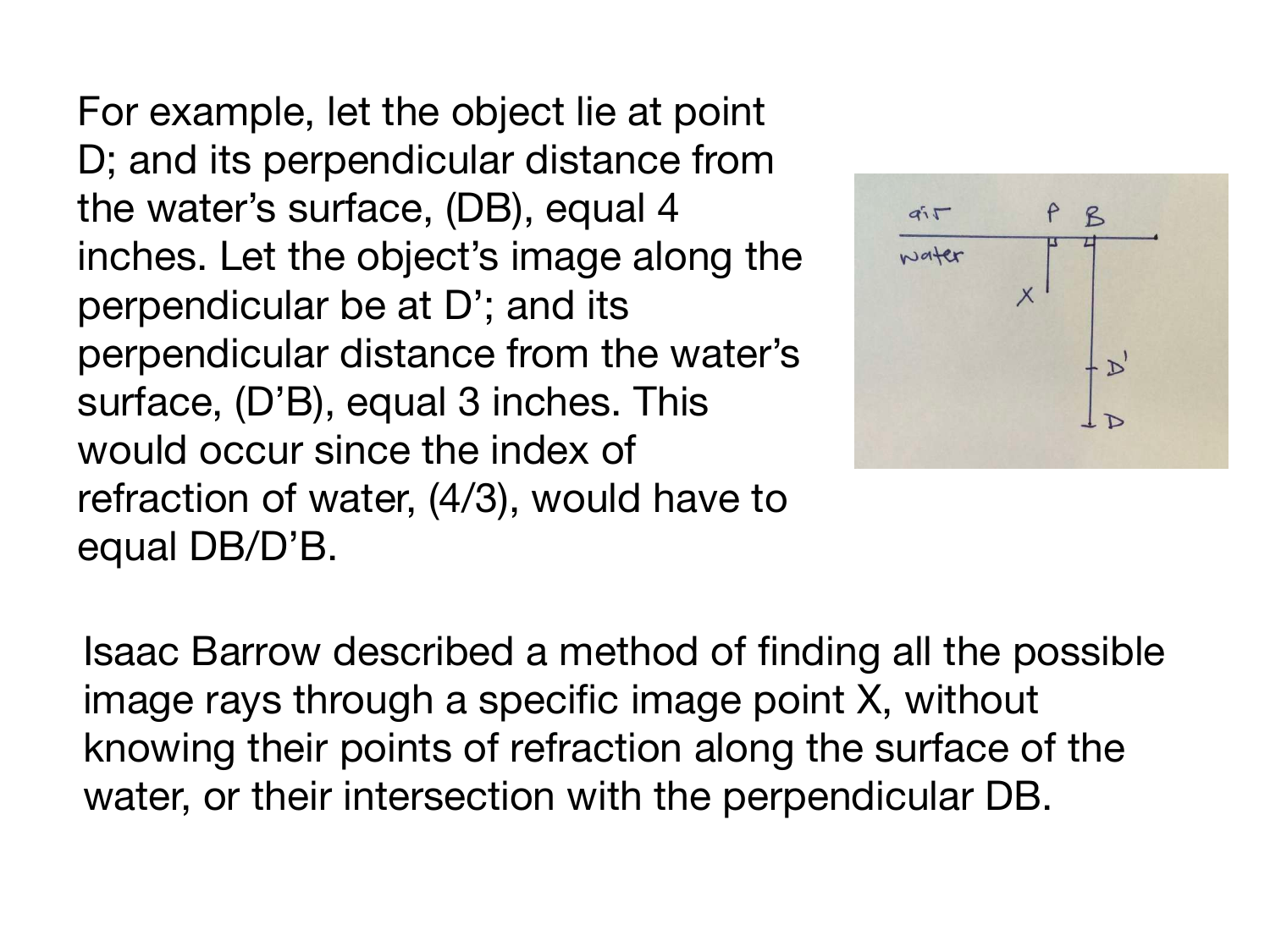For example, let the object lie at point D; and its perpendicular distance from the water's surface, (DB), equal 4 inches. Let the object's image along the perpendicular be at D'; and its perpendicular distance from the water's surface, (D'B), equal 3 inches. This would occur since the index of refraction of water, (4/3), would have to equal DB/D'B.

Isaac Barrow described a method of finding all the possible image rays through a specific image point X, without knowing their points of refraction along the surface of the water, or their intersection with the perpendicular DB.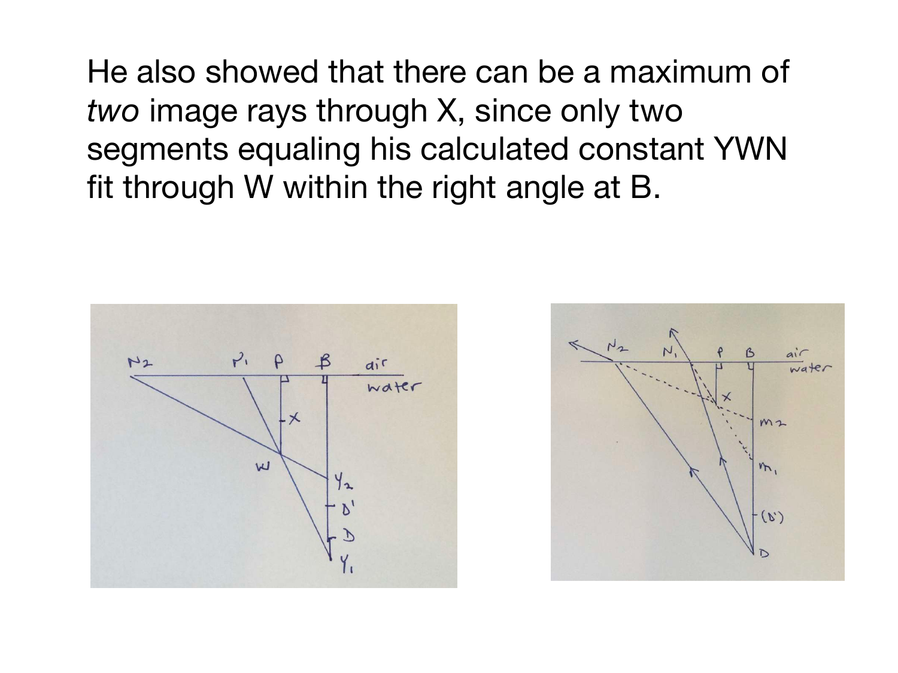He also showed that there can be a maximum of *two* image rays through X, since only two segments equaling his calculated constant YWN fit through W within the right angle at B.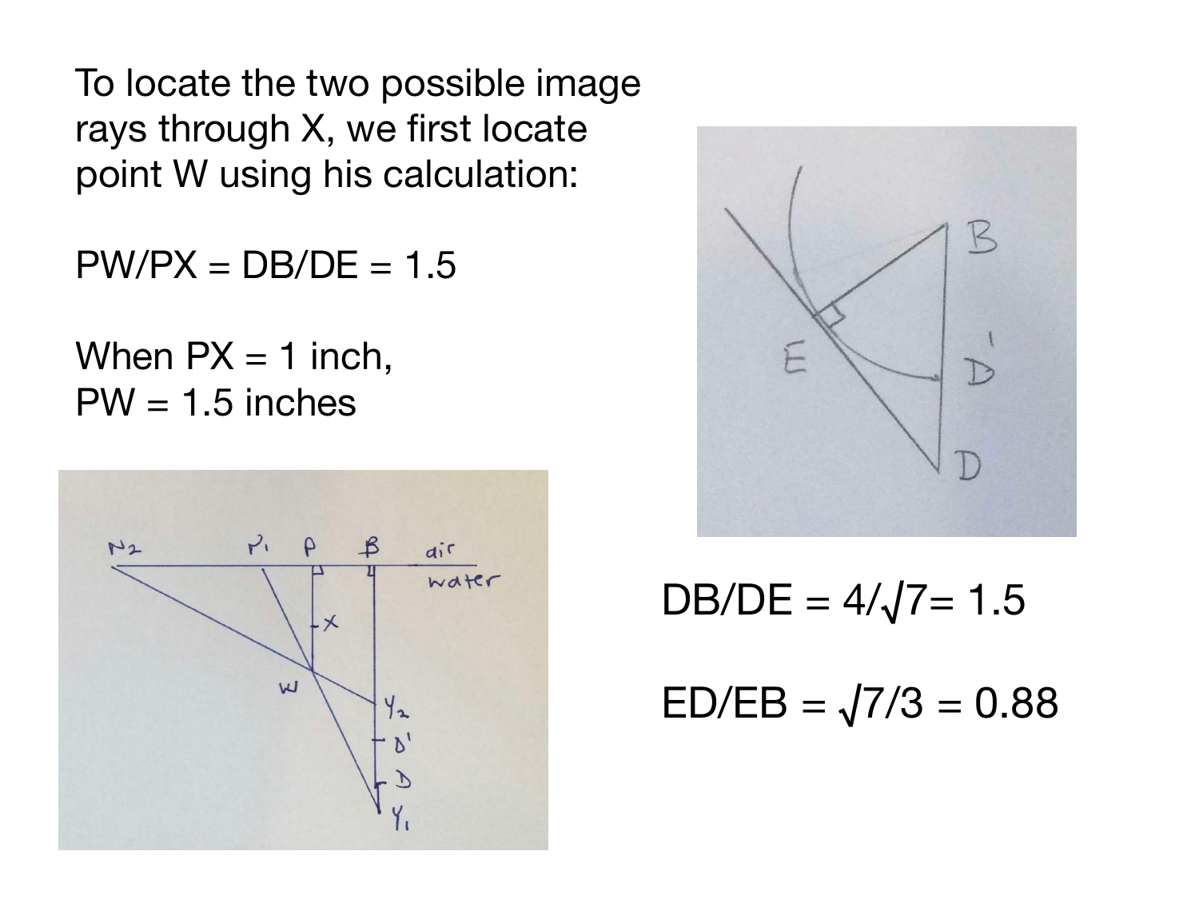To locate the two possible image rays through X, we first locate point W using his calculation:

$PW/PX = DB/DE = 1.5$

When $PX = 1$ inch,
$PW = 1.5$ inches

$DB/DE = 4/\sqrt{7} = 1.5$

$ED/EB = \sqrt{7}/3 = 0.88$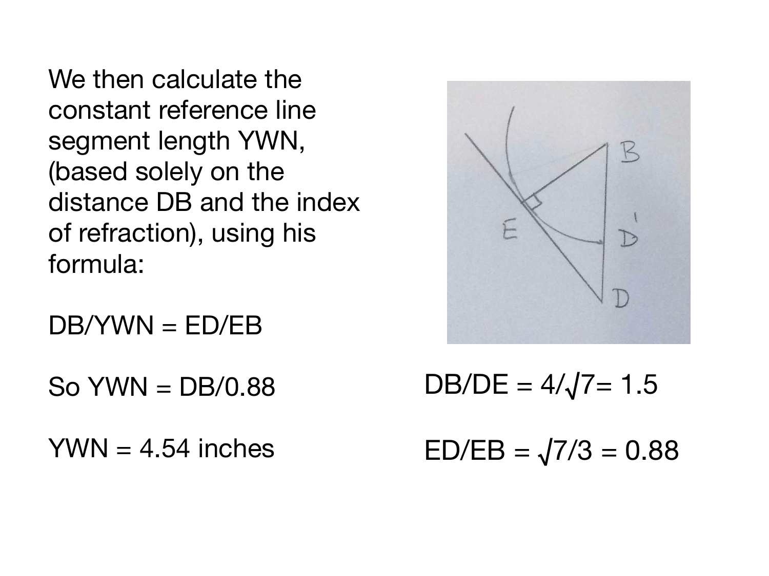We then calculate the constant reference line segment length YWN, (based solely on the distance DB and the index of refraction), using his formula:

$$DB/YWN = ED/EB$$

So $YWN = DB/0.88$

$YWN = 4.54$ inches

$$DB/DE = 4/\sqrt{7} = 1.5$$

$$ED/EB = \sqrt{7}/3 = 0.88$$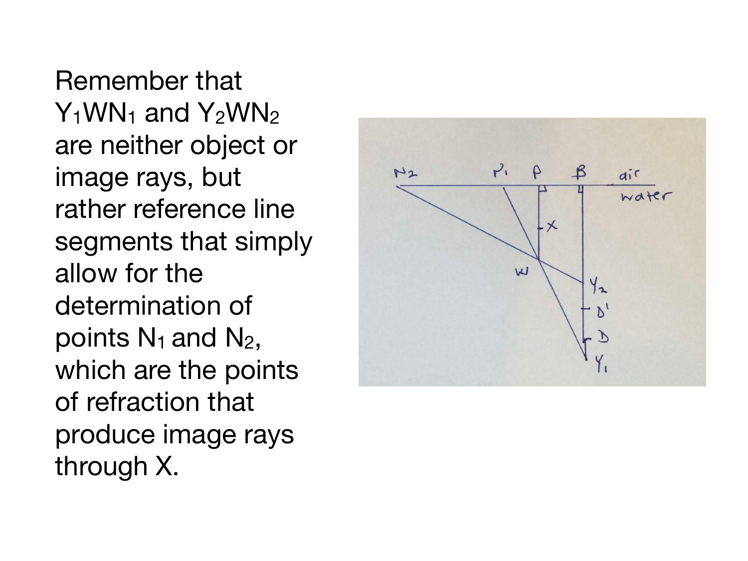Remember that $Y_1WN_1$ and $Y_2WN_2$ are neither object or image rays, but rather reference line segments that simply allow for the determination of points $N_1$ and $N_2$, which are the points of refraction that produce image rays through X.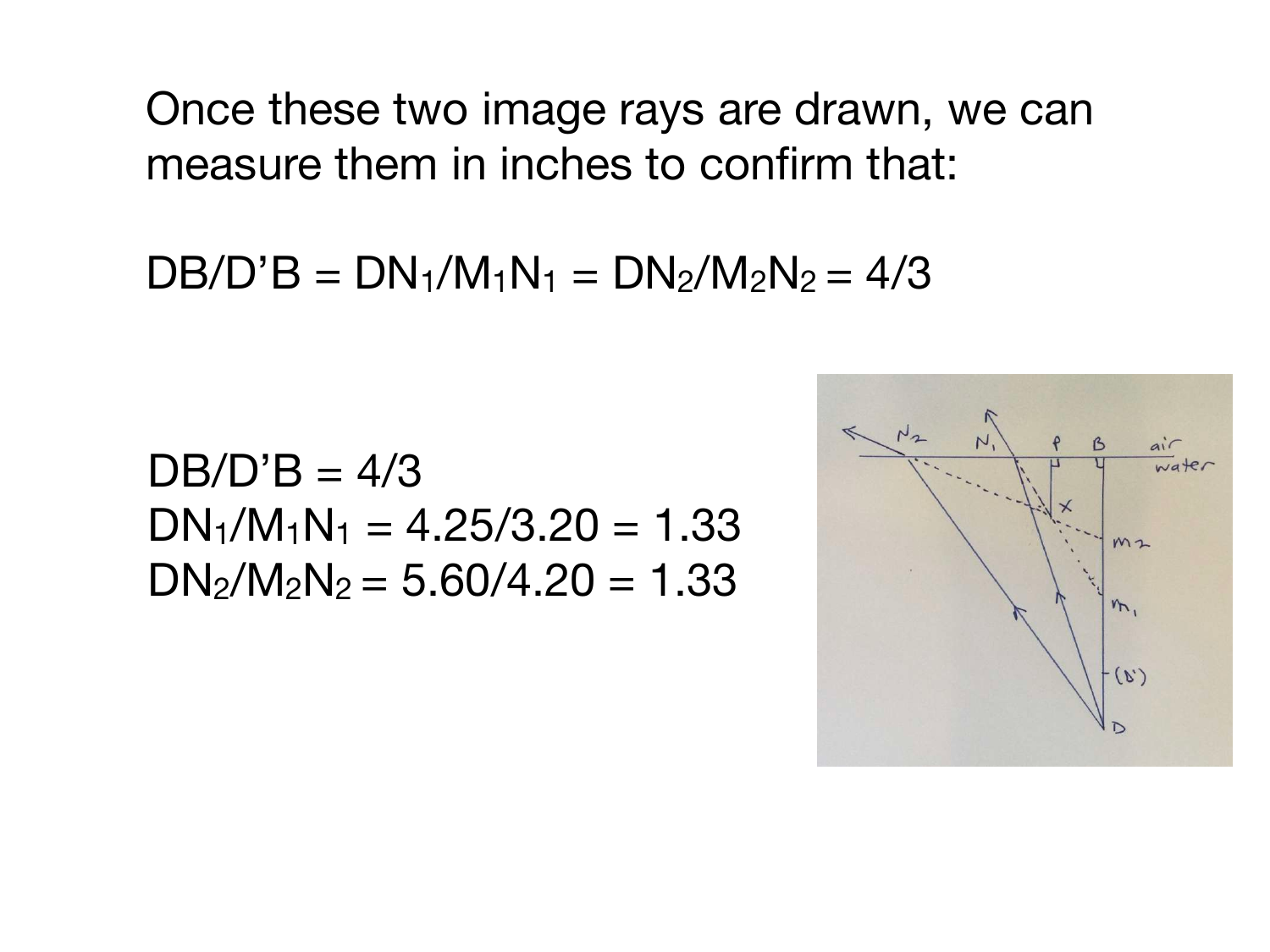Once these two image rays are drawn, we can measure them in inches to confirm that:

$DB/D'B = DN_1/M_1N_1 = DN_2/M_2N_2 = 4/3$

$DB/D'B = 4/3$

$DN_1/M_1N_1 = 4.25/3.20 = 1.33$

$DN_2/M_2N_2 = 5.60/4.20 = 1.33$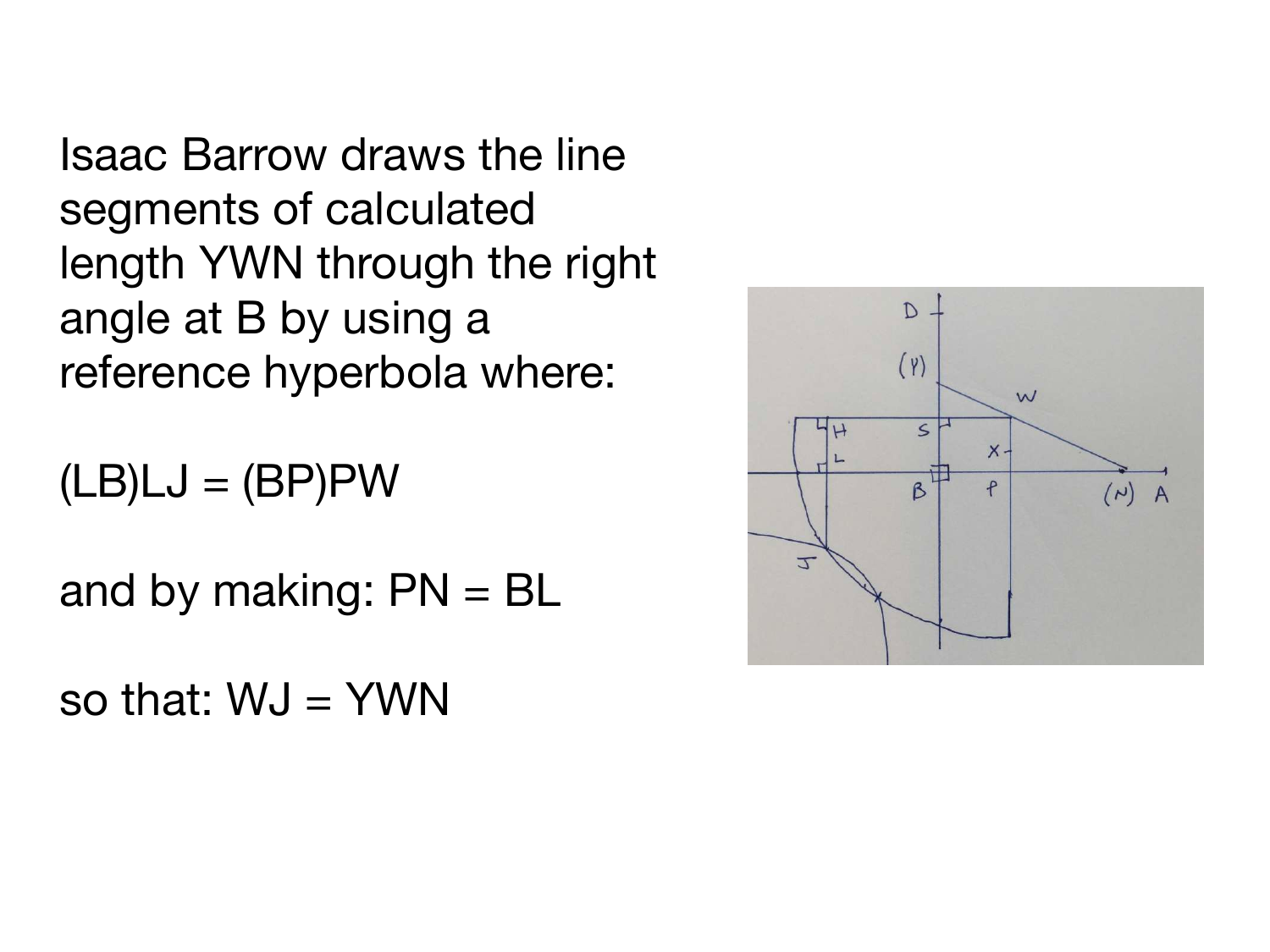Isaac Barrow draws the line segments of calculated length YWN through the right angle at B by using a reference hyperbola where:

(LB)LJ = (BP)PW

and by making: PN = BL

so that: WJ = YWN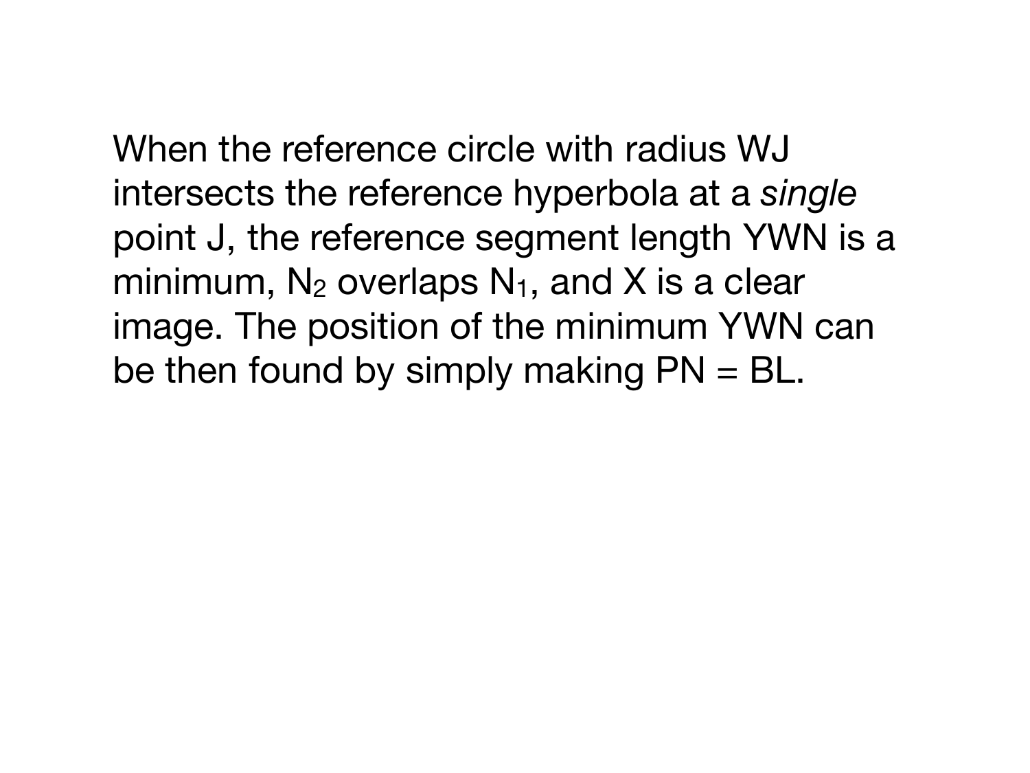When the reference circle with radius WJ intersects the reference hyperbola at a *single* point J, the reference segment length YWN is a minimum, $N_2$ overlaps $N_1$, and X is a clear image. The position of the minimum YWN can be then found by simply making PN = BL.